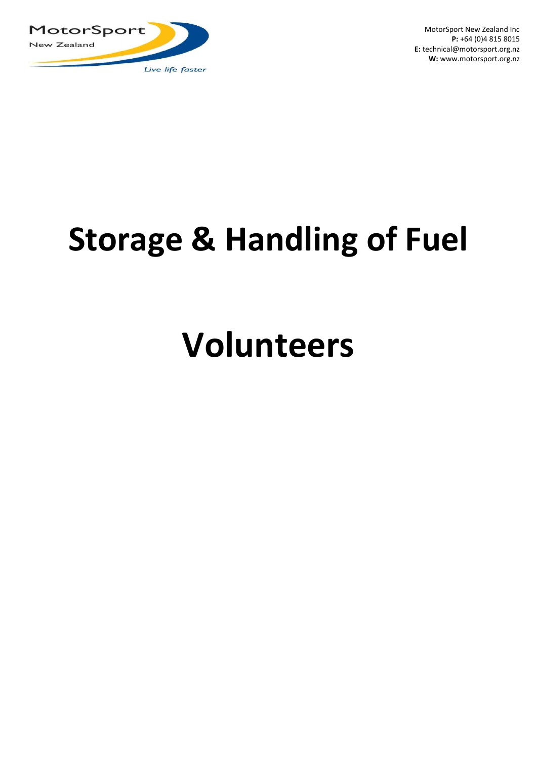MotorSport New Zealand Inc
**P:** +64 (0)4 815 8015
**E:** technical@motorsport.org.nz
**W:** www.motorsport.org.nz

# Storage & Handling of Fuel

# Volunteers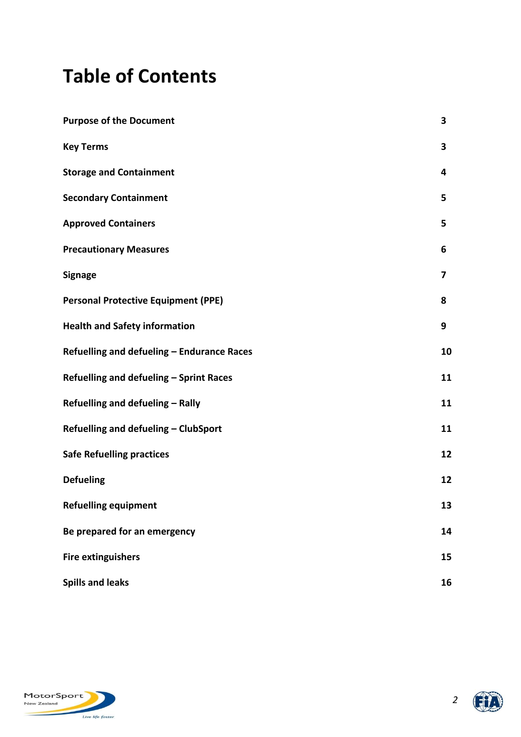# Table of Contents

| | |
|---|---|
| **Purpose of the Document** | **3** |
| **Key Terms** | **3** |
| **Storage and Containment** | **4** |
| **Secondary Containment** | **5** |
| **Approved Containers** | **5** |
| **Precautionary Measures** | **6** |
| **Signage** | **7** |
| **Personal Protective Equipment (PPE)** | **8** |
| **Health and Safety information** | **9** |
| **Refuelling and defueling – Endurance Races** | **10** |
| **Refuelling and defueling – Sprint Races** | **11** |
| **Refuelling and defueling – Rally** | **11** |
| **Refuelling and defueling – ClubSport** | **11** |
| **Safe Refuelling practices** | **12** |
| **Defueling** | **12** |
| **Refuelling equipment** | **13** |
| **Be prepared for an emergency** | **14** |
| **Fire extinguishers** | **15** |
| **Spills and leaks** | **16** |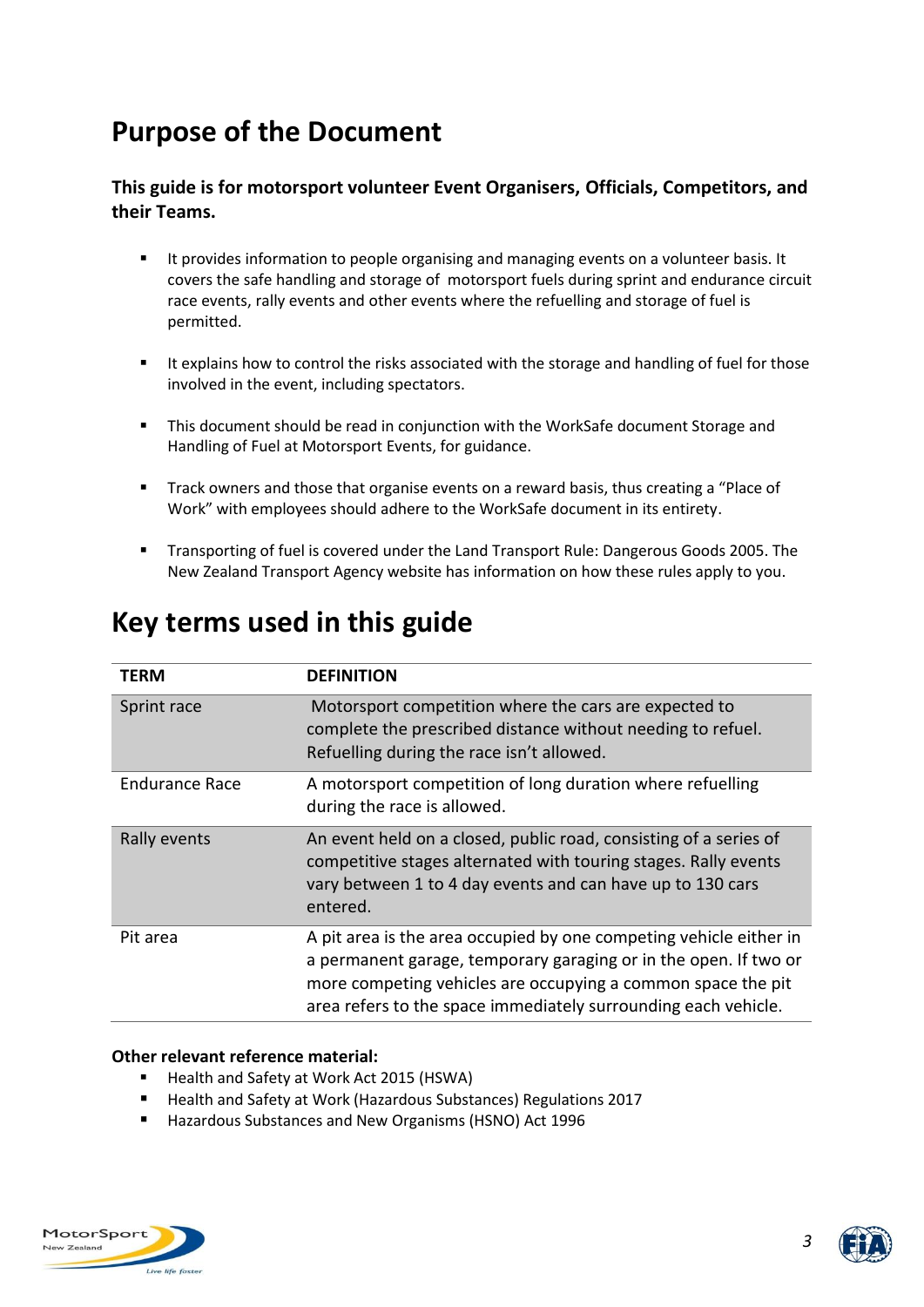## Purpose of the Document

**This guide is for motorsport volunteer Event Organisers, Officials, Competitors, and their Teams.**

- It provides information to people organising and managing events on a volunteer basis. It covers the safe handling and storage of motorsport fuels during sprint and endurance circuit race events, rally events and other events where the refuelling and storage of fuel is permitted.
- It explains how to control the risks associated with the storage and handling of fuel for those involved in the event, including spectators.
- This document should be read in conjunction with the WorkSafe document Storage and Handling of Fuel at Motorsport Events, for guidance.
- Track owners and those that organise events on a reward basis, thus creating a "Place of Work" with employees should adhere to the WorkSafe document in its entirety.
- Transporting of fuel is covered under the Land Transport Rule: Dangerous Goods 2005. The New Zealand Transport Agency website has information on how these rules apply to you.

## Key terms used in this guide

| TERM | DEFINITION |
| --- | --- |
| Sprint race | Motorsport competition where the cars are expected to complete the prescribed distance without needing to refuel. Refuelling during the race isn't allowed. |
| Endurance Race | A motorsport competition of long duration where refuelling during the race is allowed. |
| Rally events | An event held on a closed, public road, consisting of a series of competitive stages alternated with touring stages. Rally events vary between 1 to 4 day events and can have up to 130 cars entered. |
| Pit area | A pit area is the area occupied by one competing vehicle either in a permanent garage, temporary garaging or in the open. If two or more competing vehicles are occupying a common space the pit area refers to the space immediately surrounding each vehicle. |

**Other relevant reference material:**

- Health and Safety at Work Act 2015 (HSWA)
- Health and Safety at Work (Hazardous Substances) Regulations 2017
- Hazardous Substances and New Organisms (HSNO) Act 1996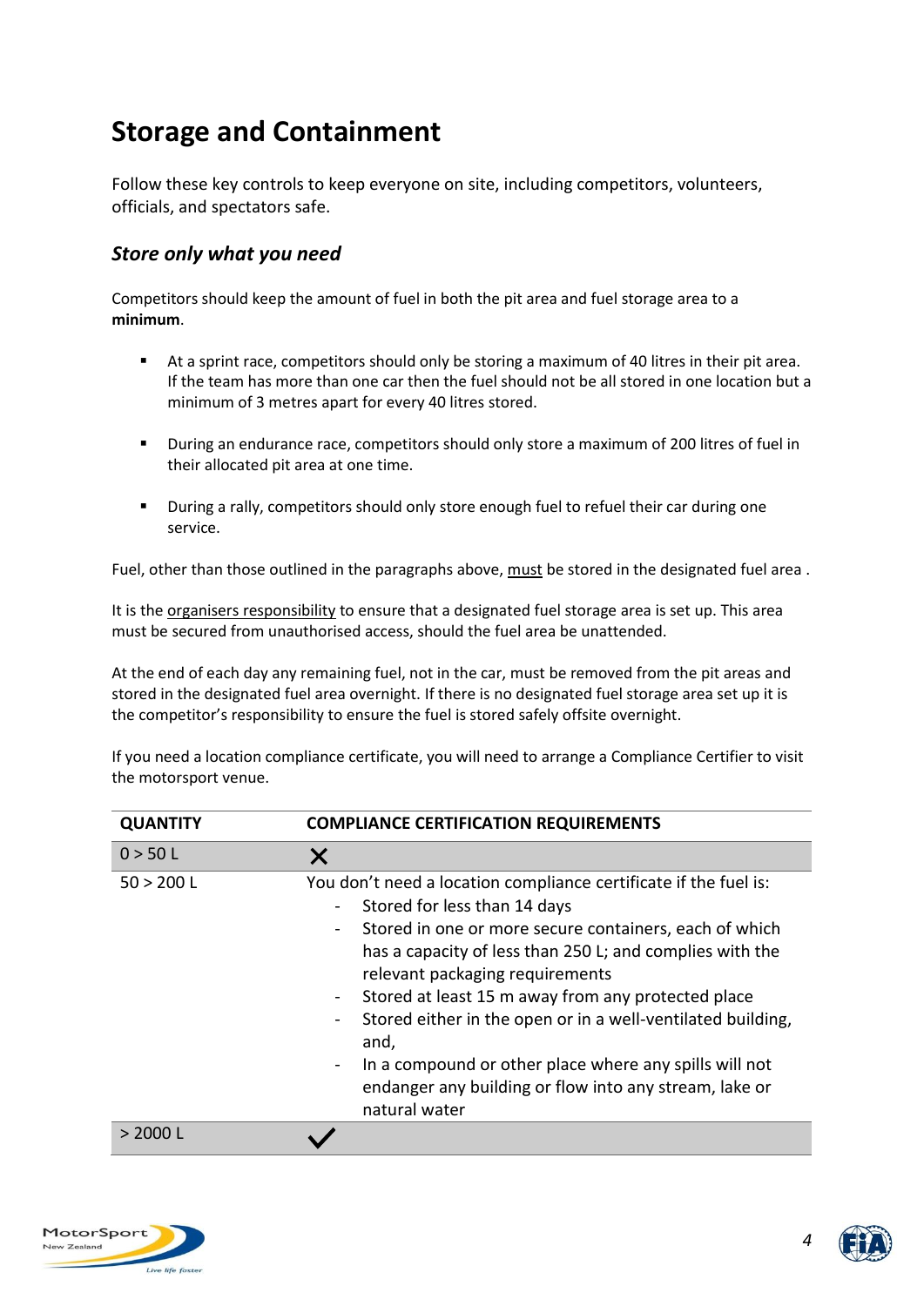# Storage and Containment

Follow these key controls to keep everyone on site, including competitors, volunteers, officials, and spectators safe.

## *Store only what you need*

Competitors should keep the amount of fuel in both the pit area and fuel storage area to a **minimum**.

- At a sprint race, competitors should only be storing a maximum of 40 litres in their pit area. If the team has more than one car then the fuel should not be all stored in one location but a minimum of 3 metres apart for every 40 litres stored.
- During an endurance race, competitors should only store a maximum of 200 litres of fuel in their allocated pit area at one time.
- During a rally, competitors should only store enough fuel to refuel their car during one service.

Fuel, other than those outlined in the paragraphs above, <u>must</u> be stored in the designated fuel area .

It is the <u>organisers responsibility</u> to ensure that a designated fuel storage area is set up. This area must be secured from unauthorised access, should the fuel area be unattended.

At the end of each day any remaining fuel, not in the car, must be removed from the pit areas and stored in the designated fuel area overnight. If there is no designated fuel storage area set up it is the competitor's responsibility to ensure the fuel is stored safely offsite overnight.

If you need a location compliance certificate, you will need to arrange a Compliance Certifier to visit the motorsport venue.

| QUANTITY | COMPLIANCE CERTIFICATION REQUIREMENTS |
|---|---|
| 0 > 50 L | ✗ |
| 50 > 200 L | You don't need a location compliance certificate if the fuel is:<br>- Stored for less than 14 days<br>- Stored in one or more secure containers, each of which has a capacity of less than 250 L; and complies with the relevant packaging requirements<br>- Stored at least 15 m away from any protected place<br>- Stored either in the open or in a well-ventilated building, and,<br>- In a compound or other place where any spills will not endanger any building or flow into any stream, lake or natural water |
| > 2000 L | ✓ |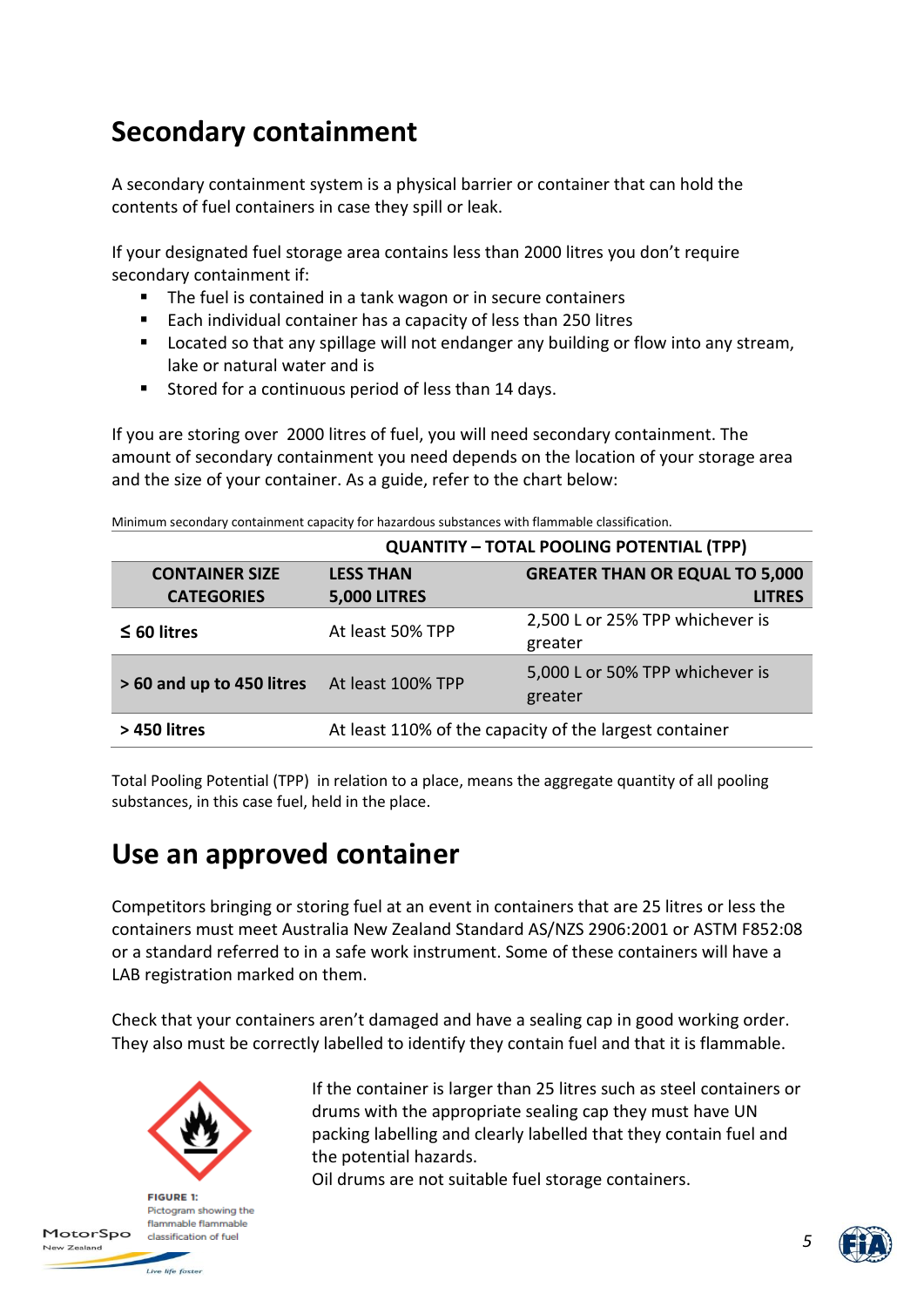## Secondary containment

A secondary containment system is a physical barrier or container that can hold the contents of fuel containers in case they spill or leak.

If your designated fuel storage area contains less than 2000 litres you don't require secondary containment if:

- The fuel is contained in a tank wagon or in secure containers
- Each individual container has a capacity of less than 250 litres
- Located so that any spillage will not endanger any building or flow into any stream, lake or natural water and is
- Stored for a continuous period of less than 14 days.

If you are storing over 2000 litres of fuel, you will need secondary containment. The amount of secondary containment you need depends on the location of your storage area and the size of your container. As a guide, refer to the chart below:

Minimum secondary containment capacity for hazardous substances with flammable classification.

| | QUANTITY – TOTAL POOLING POTENTIAL (TPP) | |
|---|---|---|
| **CONTAINER SIZE CATEGORIES** | **LESS THAN 5,000 LITRES** | **GREATER THAN OR EQUAL TO 5,000 LITRES** |
| **≤ 60 litres** | At least 50% TPP | 2,500 L or 25% TPP whichever is greater |
| **> 60 and up to 450 litres** | At least 100% TPP | 5,000 L or 50% TPP whichever is greater |
| **> 450 litres** | At least 110% of the capacity of the largest container | |

Total Pooling Potential (TPP) in relation to a place, means the aggregate quantity of all pooling substances, in this case fuel, held in the place.

## Use an approved container

Competitors bringing or storing fuel at an event in containers that are 25 litres or less the containers must meet Australia New Zealand Standard AS/NZS 2906:2001 or ASTM F852:08 or a standard referred to in a safe work instrument. Some of these containers will have a LAB registration marked on them.

Check that your containers aren't damaged and have a sealing cap in good working order. They also must be correctly labelled to identify they contain fuel and that it is flammable.

**FIGURE 1:** Pictogram showing the flammable flammable classification of fuel

If the container is larger than 25 litres such as steel containers or drums with the appropriate sealing cap they must have UN packing labelling and clearly labelled that they contain fuel and the potential hazards.
Oil drums are not suitable fuel storage containers.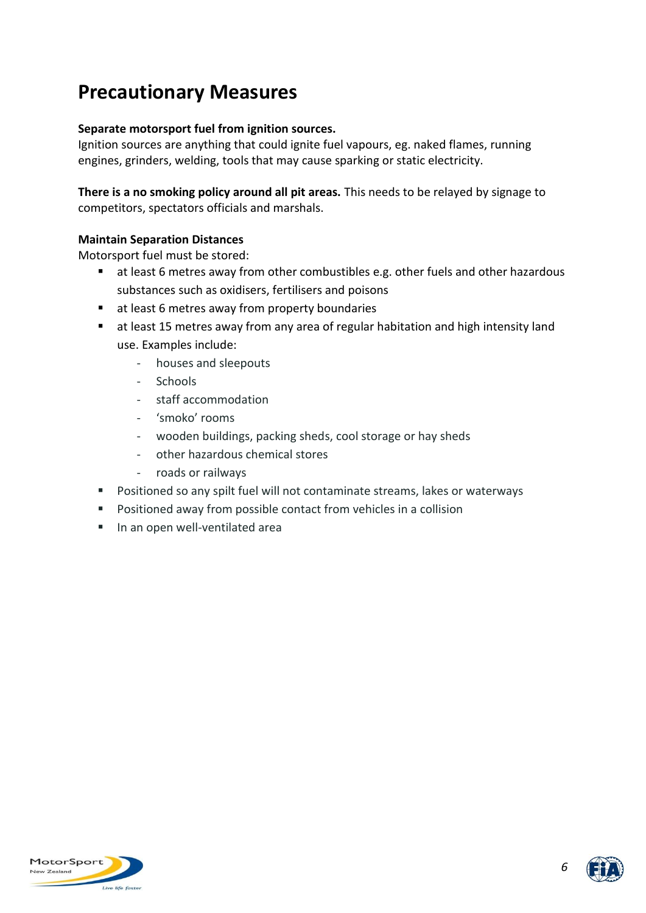# Precautionary Measures

**Separate motorsport fuel from ignition sources.**
Ignition sources are anything that could ignite fuel vapours, eg. naked flames, running engines, grinders, welding, tools that may cause sparking or static electricity.

**There is a no smoking policy around all pit areas.** This needs to be relayed by signage to competitors, spectators officials and marshals.

**Maintain Separation Distances**
Motorsport fuel must be stored:

- at least 6 metres away from other combustibles e.g. other fuels and other hazardous substances such as oxidisers, fertilisers and poisons
- at least 6 metres away from property boundaries
- at least 15 metres away from any area of regular habitation and high intensity land use. Examples include:
  - houses and sleepouts
  - Schools
  - staff accommodation
  - 'smoko' rooms
  - wooden buildings, packing sheds, cool storage or hay sheds
  - other hazardous chemical stores
  - roads or railways
- Positioned so any spilt fuel will not contaminate streams, lakes or waterways
- Positioned away from possible contact from vehicles in a collision
- In an open well-ventilated area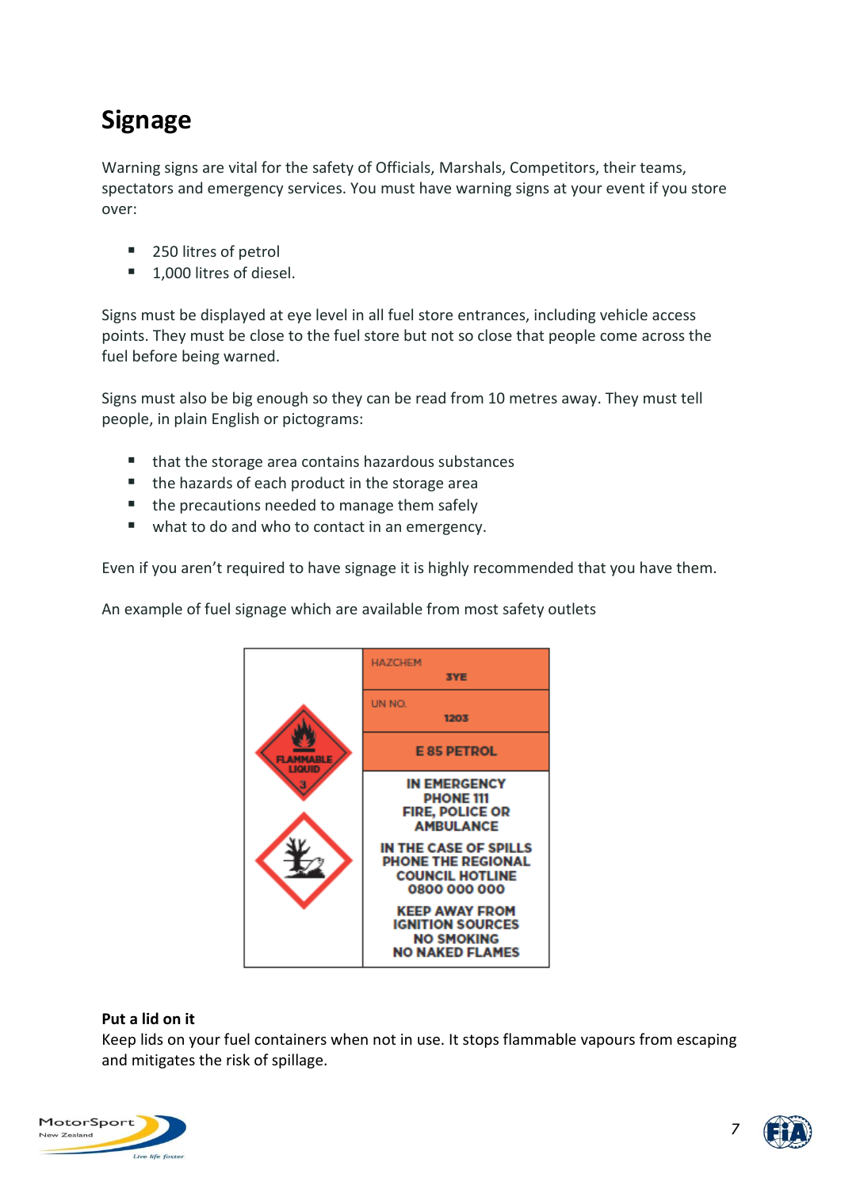## Signage

Warning signs are vital for the safety of Officials, Marshals, Competitors, their teams, spectators and emergency services. You must have warning signs at your event if you store over:

- 250 litres of petrol
- 1,000 litres of diesel.

Signs must be displayed at eye level in all fuel store entrances, including vehicle access points. They must be close to the fuel store but not so close that people come across the fuel before being warned.

Signs must also be big enough so they can be read from 10 metres away. They must tell people, in plain English or pictograms:

- that the storage area contains hazardous substances
- the hazards of each product in the storage area
- the precautions needed to manage them safely
- what to do and who to contact in an emergency.

Even if you aren't required to have signage it is highly recommended that you have them.

An example of fuel signage which are available from most safety outlets

| | |
|---|---|
| FLAMMABLE LIQUID 3 | HAZCHEM 3YE |
| | UN NO. 1203 |
| | E 85 PETROL |
| | IN EMERGENCY PHONE 111 FIRE, POLICE OR AMBULANCE<br>IN THE CASE OF SPILLS PHONE THE REGIONAL COUNCIL HOTLINE 0800 000 000<br>KEEP AWAY FROM IGNITION SOURCES NO SMOKING NO NAKED FLAMES |

**Put a lid on it**
Keep lids on your fuel containers when not in use. It stops flammable vapours from escaping and mitigates the risk of spillage.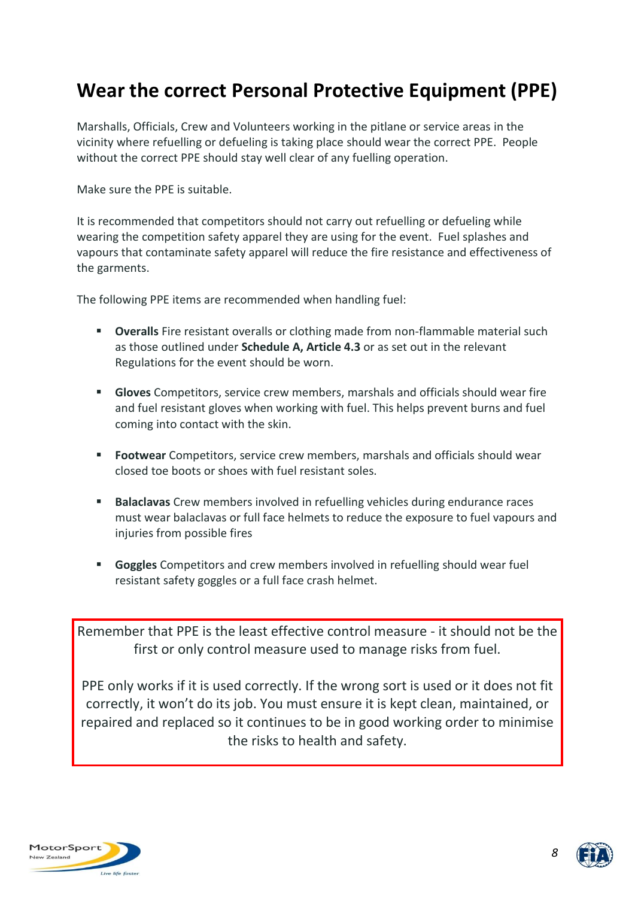## Wear the correct Personal Protective Equipment (PPE)

Marshalls, Officials, Crew and Volunteers working in the pitlane or service areas in the vicinity where refuelling or defueling is taking place should wear the correct PPE. People without the correct PPE should stay well clear of any fuelling operation.

Make sure the PPE is suitable.

It is recommended that competitors should not carry out refuelling or defueling while wearing the competition safety apparel they are using for the event. Fuel splashes and vapours that contaminate safety apparel will reduce the fire resistance and effectiveness of the garments.

The following PPE items are recommended when handling fuel:

- **Overalls** Fire resistant overalls or clothing made from non-flammable material such as those outlined under **Schedule A, Article 4.3** or as set out in the relevant Regulations for the event should be worn.
- **Gloves** Competitors, service crew members, marshals and officials should wear fire and fuel resistant gloves when working with fuel. This helps prevent burns and fuel coming into contact with the skin.
- **Footwear** Competitors, service crew members, marshals and officials should wear closed toe boots or shoes with fuel resistant soles.
- **Balaclavas** Crew members involved in refuelling vehicles during endurance races must wear balaclavas or full face helmets to reduce the exposure to fuel vapours and injuries from possible fires
- **Goggles** Competitors and crew members involved in refuelling should wear fuel resistant safety goggles or a full face crash helmet.

> Remember that PPE is the least effective control measure - it should not be the first or only control measure used to manage risks from fuel.
>
> PPE only works if it is used correctly. If the wrong sort is used or it does not fit correctly, it won't do its job. You must ensure it is kept clean, maintained, or repaired and replaced so it continues to be in good working order to minimise the risks to health and safety.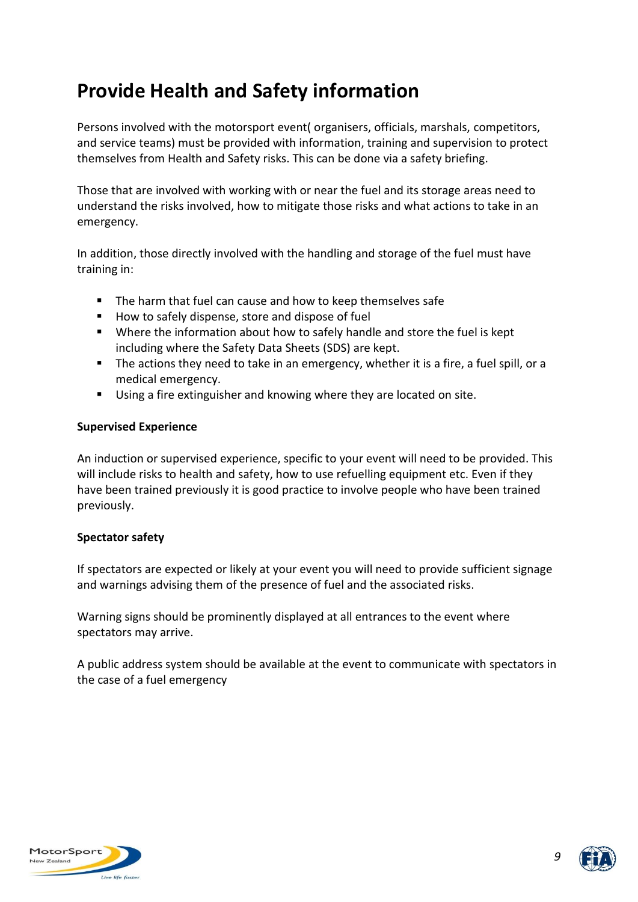# Provide Health and Safety information

Persons involved with the motorsport event( organisers, officials, marshals, competitors, and service teams) must be provided with information, training and supervision to protect themselves from Health and Safety risks. This can be done via a safety briefing.

Those that are involved with working with or near the fuel and its storage areas need to understand the risks involved, how to mitigate those risks and what actions to take in an emergency.

In addition, those directly involved with the handling and storage of the fuel must have training in:

- The harm that fuel can cause and how to keep themselves safe
- How to safely dispense, store and dispose of fuel
- Where the information about how to safely handle and store the fuel is kept including where the Safety Data Sheets (SDS) are kept.
- The actions they need to take in an emergency, whether it is a fire, a fuel spill, or a medical emergency.
- Using a fire extinguisher and knowing where they are located on site.

**Supervised Experience**

An induction or supervised experience, specific to your event will need to be provided. This will include risks to health and safety, how to use refuelling equipment etc. Even if they have been trained previously it is good practice to involve people who have been trained previously.

**Spectator safety**

If spectators are expected or likely at your event you will need to provide sufficient signage and warnings advising them of the presence of fuel and the associated risks.

Warning signs should be prominently displayed at all entrances to the event where spectators may arrive.

A public address system should be available at the event to communicate with spectators in the case of a fuel emergency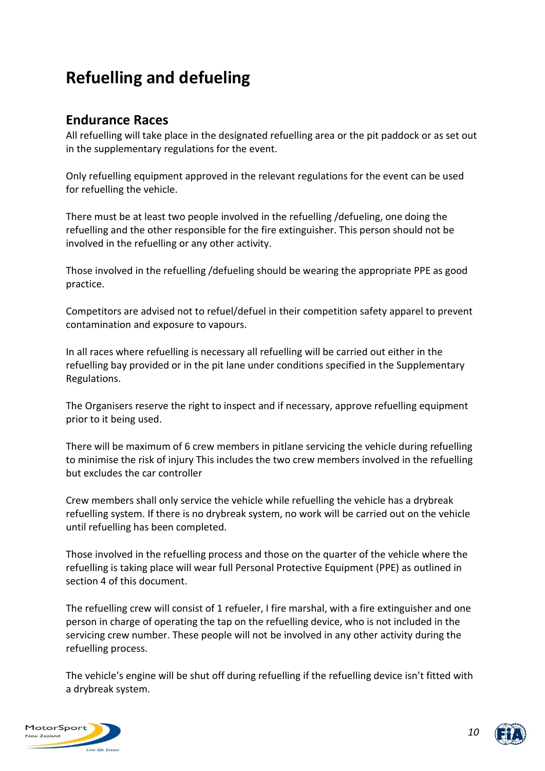# Refuelling and defueling

## Endurance Races

All refuelling will take place in the designated refuelling area or the pit paddock or as set out in the supplementary regulations for the event.

Only refuelling equipment approved in the relevant regulations for the event can be used for refuelling the vehicle.

There must be at least two people involved in the refuelling /defueling, one doing the refuelling and the other responsible for the fire extinguisher. This person should not be involved in the refuelling or any other activity.

Those involved in the refuelling /defueling should be wearing the appropriate PPE as good practice.

Competitors are advised not to refuel/defuel in their competition safety apparel to prevent contamination and exposure to vapours.

In all races where refuelling is necessary all refuelling will be carried out either in the refuelling bay provided or in the pit lane under conditions specified in the Supplementary Regulations.

The Organisers reserve the right to inspect and if necessary, approve refuelling equipment prior to it being used.

There will be maximum of 6 crew members in pitlane servicing the vehicle during refuelling to minimise the risk of injury This includes the two crew members involved in the refuelling but excludes the car controller

Crew members shall only service the vehicle while refuelling the vehicle has a drybreak refuelling system. If there is no drybreak system, no work will be carried out on the vehicle until refuelling has been completed.

Those involved in the refuelling process and those on the quarter of the vehicle where the refuelling is taking place will wear full Personal Protective Equipment (PPE) as outlined in section 4 of this document.

The refuelling crew will consist of 1 refueler, I fire marshal, with a fire extinguisher and one person in charge of operating the tap on the refuelling device, who is not included in the servicing crew number. These people will not be involved in any other activity during the refuelling process.

The vehicle's engine will be shut off during refuelling if the refuelling device isn't fitted with a drybreak system.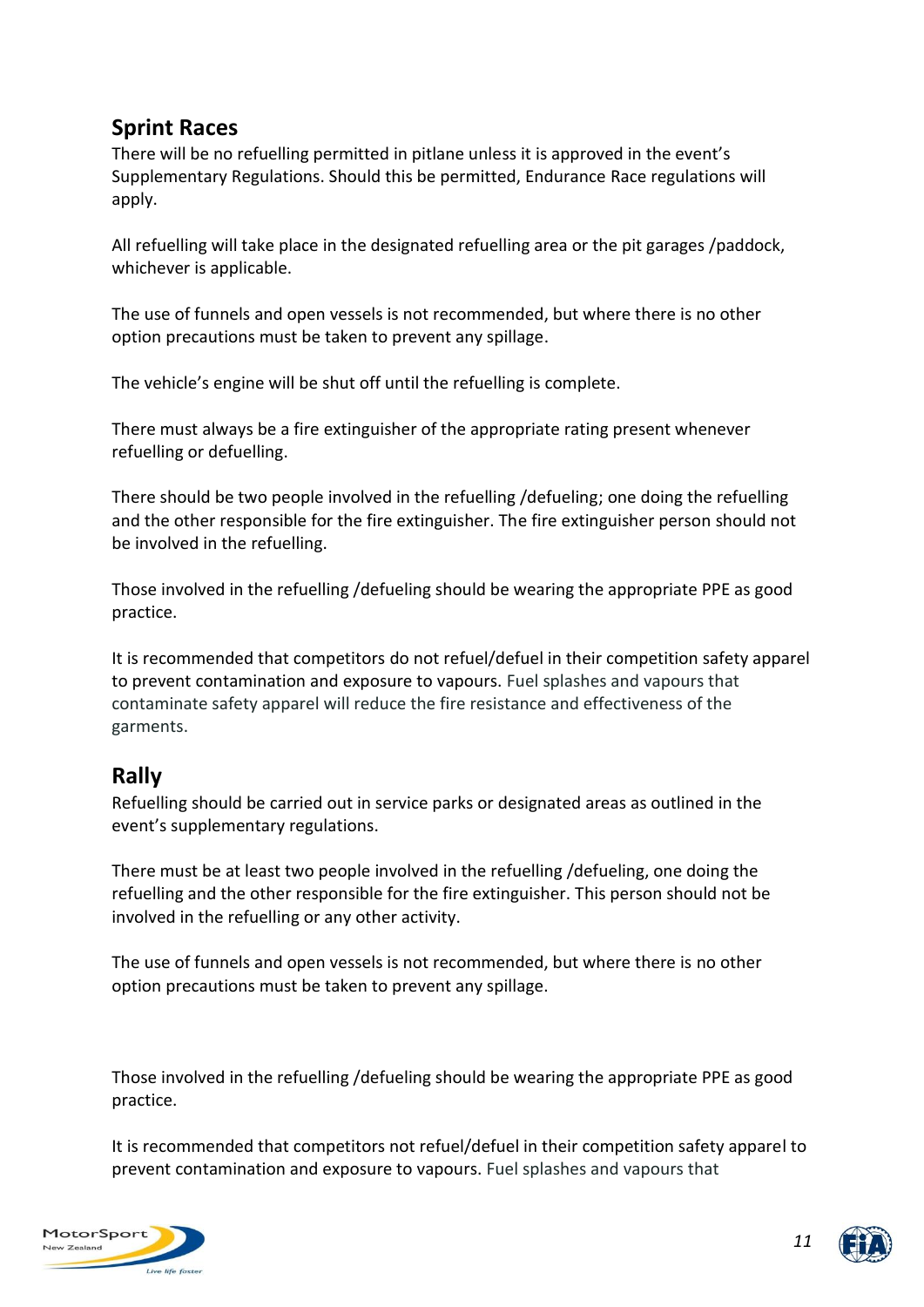## Sprint Races

There will be no refuelling permitted in pitlane unless it is approved in the event's Supplementary Regulations. Should this be permitted, Endurance Race regulations will apply.

All refuelling will take place in the designated refuelling area or the pit garages /paddock, whichever is applicable.

The use of funnels and open vessels is not recommended, but where there is no other option precautions must be taken to prevent any spillage.

The vehicle's engine will be shut off until the refuelling is complete.

There must always be a fire extinguisher of the appropriate rating present whenever refuelling or defuelling.

There should be two people involved in the refuelling /defueling; one doing the refuelling and the other responsible for the fire extinguisher. The fire extinguisher person should not be involved in the refuelling.

Those involved in the refuelling /defueling should be wearing the appropriate PPE as good practice.

It is recommended that competitors do not refuel/defuel in their competition safety apparel to prevent contamination and exposure to vapours. Fuel splashes and vapours that contaminate safety apparel will reduce the fire resistance and effectiveness of the garments.

## Rally

Refuelling should be carried out in service parks or designated areas as outlined in the event's supplementary regulations.

There must be at least two people involved in the refuelling /defueling, one doing the refuelling and the other responsible for the fire extinguisher. This person should not be involved in the refuelling or any other activity.

The use of funnels and open vessels is not recommended, but where there is no other option precautions must be taken to prevent any spillage.

Those involved in the refuelling /defueling should be wearing the appropriate PPE as good practice.

It is recommended that competitors not refuel/defuel in their competition safety apparel to prevent contamination and exposure to vapours. Fuel splashes and vapours that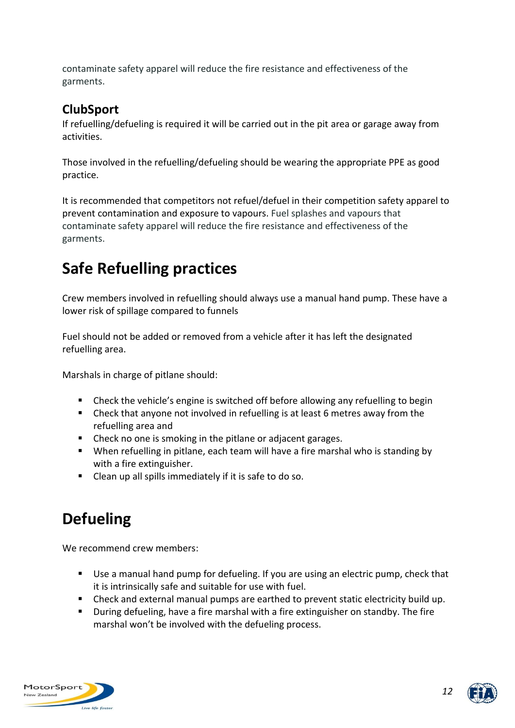contaminate safety apparel will reduce the fire resistance and effectiveness of the garments.

### ClubSport

If refuelling/defueling is required it will be carried out in the pit area or garage away from activities.

Those involved in the refuelling/defueling should be wearing the appropriate PPE as good practice.

It is recommended that competitors not refuel/defuel in their competition safety apparel to prevent contamination and exposure to vapours. Fuel splashes and vapours that contaminate safety apparel will reduce the fire resistance and effectiveness of the garments.

## Safe Refuelling practices

Crew members involved in refuelling should always use a manual hand pump. These have a lower risk of spillage compared to funnels

Fuel should not be added or removed from a vehicle after it has left the designated refuelling area.

Marshals in charge of pitlane should:

- Check the vehicle's engine is switched off before allowing any refuelling to begin
- Check that anyone not involved in refuelling is at least 6 metres away from the refuelling area and
- Check no one is smoking in the pitlane or adjacent garages.
- When refuelling in pitlane, each team will have a fire marshal who is standing by with a fire extinguisher.
- Clean up all spills immediately if it is safe to do so.

## Defueling

We recommend crew members:

- Use a manual hand pump for defueling. If you are using an electric pump, check that it is intrinsically safe and suitable for use with fuel.
- Check and external manual pumps are earthed to prevent static electricity build up.
- During defueling, have a fire marshal with a fire extinguisher on standby. The fire marshal won't be involved with the defueling process.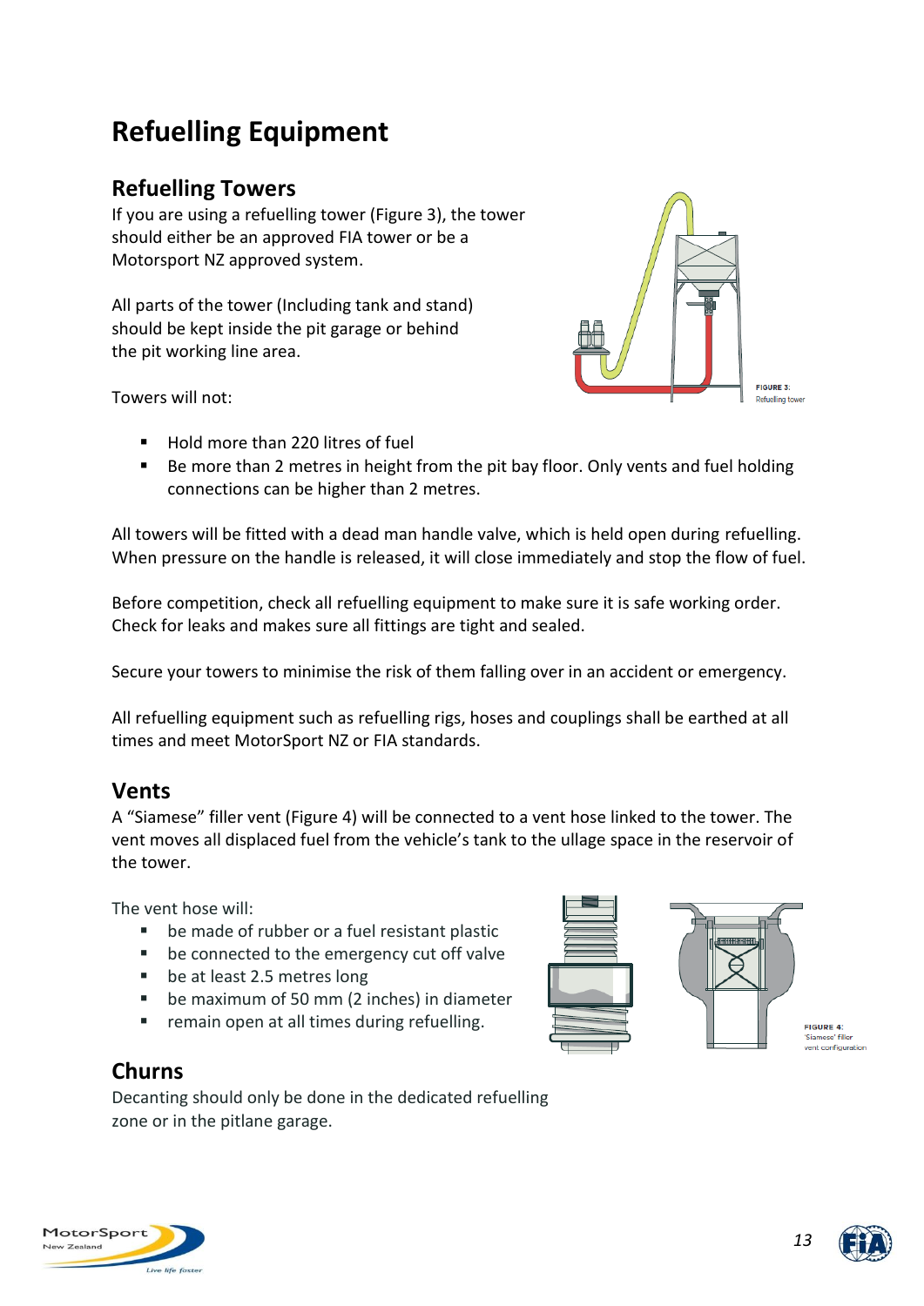# Refuelling Equipment

## Refuelling Towers

If you are using a refuelling tower (Figure 3), the tower should either be an approved FIA tower or be a Motorsport NZ approved system.

All parts of the tower (Including tank and stand) should be kept inside the pit garage or behind the pit working line area.

FIGURE 3: Refuelling tower

Towers will not:

- Hold more than 220 litres of fuel
- Be more than 2 metres in height from the pit bay floor. Only vents and fuel holding connections can be higher than 2 metres.

All towers will be fitted with a dead man handle valve, which is held open during refuelling. When pressure on the handle is released, it will close immediately and stop the flow of fuel.

Before competition, check all refuelling equipment to make sure it is safe working order. Check for leaks and makes sure all fittings are tight and sealed.

Secure your towers to minimise the risk of them falling over in an accident or emergency.

All refuelling equipment such as refuelling rigs, hoses and couplings shall be earthed at all times and meet MotorSport NZ or FIA standards.

## Vents

A "Siamese" filler vent (Figure 4) will be connected to a vent hose linked to the tower. The vent moves all displaced fuel from the vehicle's tank to the ullage space in the reservoir of the tower.

The vent hose will:

- be made of rubber or a fuel resistant plastic
- be connected to the emergency cut off valve
- be at least 2.5 metres long
- be maximum of 50 mm (2 inches) in diameter
- remain open at all times during refuelling.

FIGURE 4: 'Siamese' filler vent configuration

## Churns

Decanting should only be done in the dedicated refuelling zone or in the pitlane garage.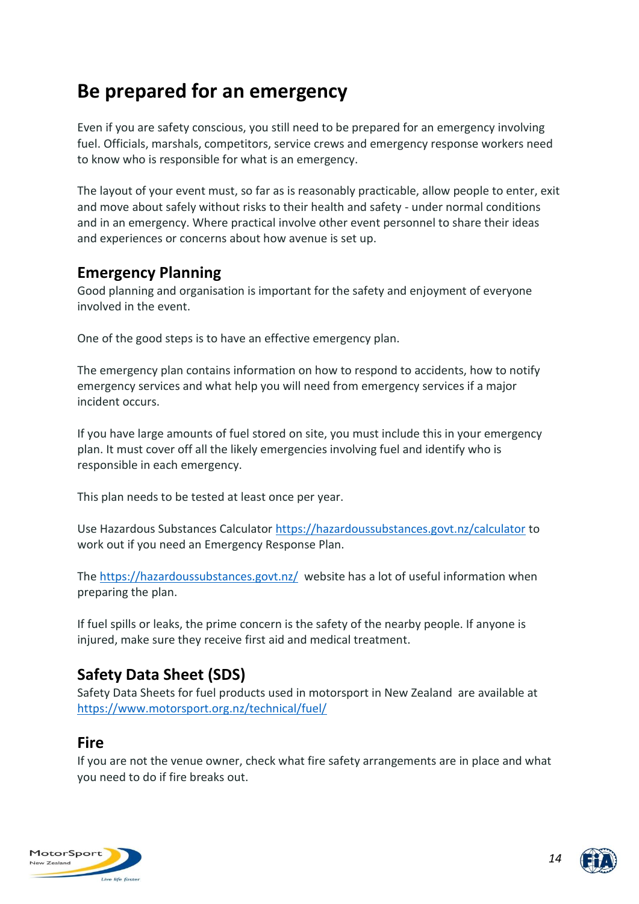# Be prepared for an emergency

Even if you are safety conscious, you still need to be prepared for an emergency involving fuel. Officials, marshals, competitors, service crews and emergency response workers need to know who is responsible for what is an emergency.

The layout of your event must, so far as is reasonably practicable, allow people to enter, exit and move about safely without risks to their health and safety - under normal conditions and in an emergency. Where practical involve other event personnel to share their ideas and experiences or concerns about how avenue is set up.

## Emergency Planning

Good planning and organisation is important for the safety and enjoyment of everyone involved in the event.

One of the good steps is to have an effective emergency plan.

The emergency plan contains information on how to respond to accidents, how to notify emergency services and what help you will need from emergency services if a major incident occurs.

If you have large amounts of fuel stored on site, you must include this in your emergency plan. It must cover off all the likely emergencies involving fuel and identify who is responsible in each emergency.

This plan needs to be tested at least once per year.

Use Hazardous Substances Calculator https://hazardoussubstances.govt.nz/calculator to work out if you need an Emergency Response Plan.

The https://hazardoussubstances.govt.nz/ website has a lot of useful information when preparing the plan.

If fuel spills or leaks, the prime concern is the safety of the nearby people. If anyone is injured, make sure they receive first aid and medical treatment.

## Safety Data Sheet (SDS)

Safety Data Sheets for fuel products used in motorsport in New Zealand are available at https://www.motorsport.org.nz/technical/fuel/

## Fire

If you are not the venue owner, check what fire safety arrangements are in place and what you need to do if fire breaks out.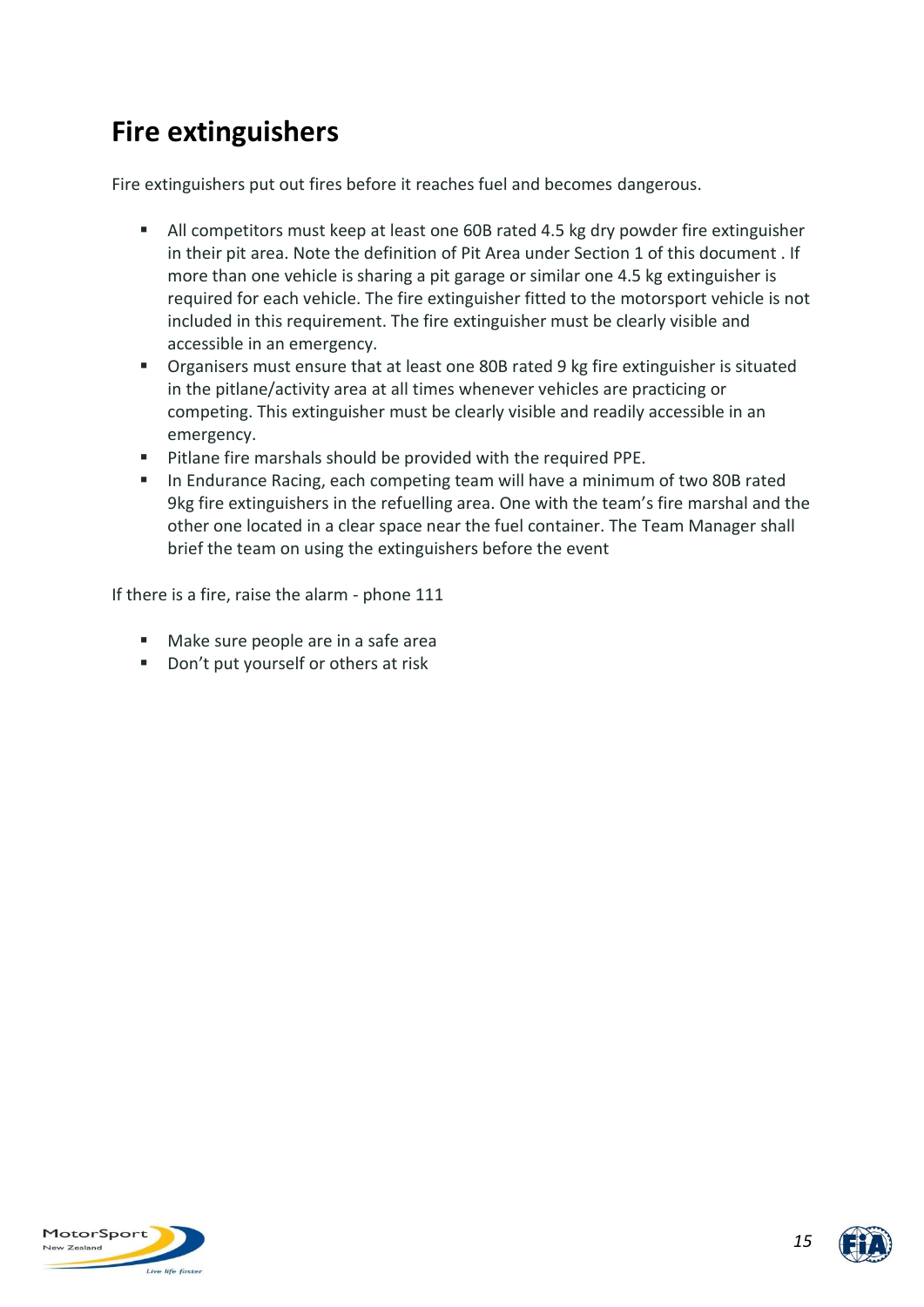## Fire extinguishers

Fire extinguishers put out fires before it reaches fuel and becomes dangerous.

- All competitors must keep at least one 60B rated 4.5 kg dry powder fire extinguisher in their pit area. Note the definition of Pit Area under Section 1 of this document . If more than one vehicle is sharing a pit garage or similar one 4.5 kg extinguisher is required for each vehicle. The fire extinguisher fitted to the motorsport vehicle is not included in this requirement. The fire extinguisher must be clearly visible and accessible in an emergency.
- Organisers must ensure that at least one 80B rated 9 kg fire extinguisher is situated in the pitlane/activity area at all times whenever vehicles are practicing or competing. This extinguisher must be clearly visible and readily accessible in an emergency.
- Pitlane fire marshals should be provided with the required PPE.
- In Endurance Racing, each competing team will have a minimum of two 80B rated 9kg fire extinguishers in the refuelling area. One with the team's fire marshal and the other one located in a clear space near the fuel container. The Team Manager shall brief the team on using the extinguishers before the event

If there is a fire, raise the alarm - phone 111

- Make sure people are in a safe area
- Don't put yourself or others at risk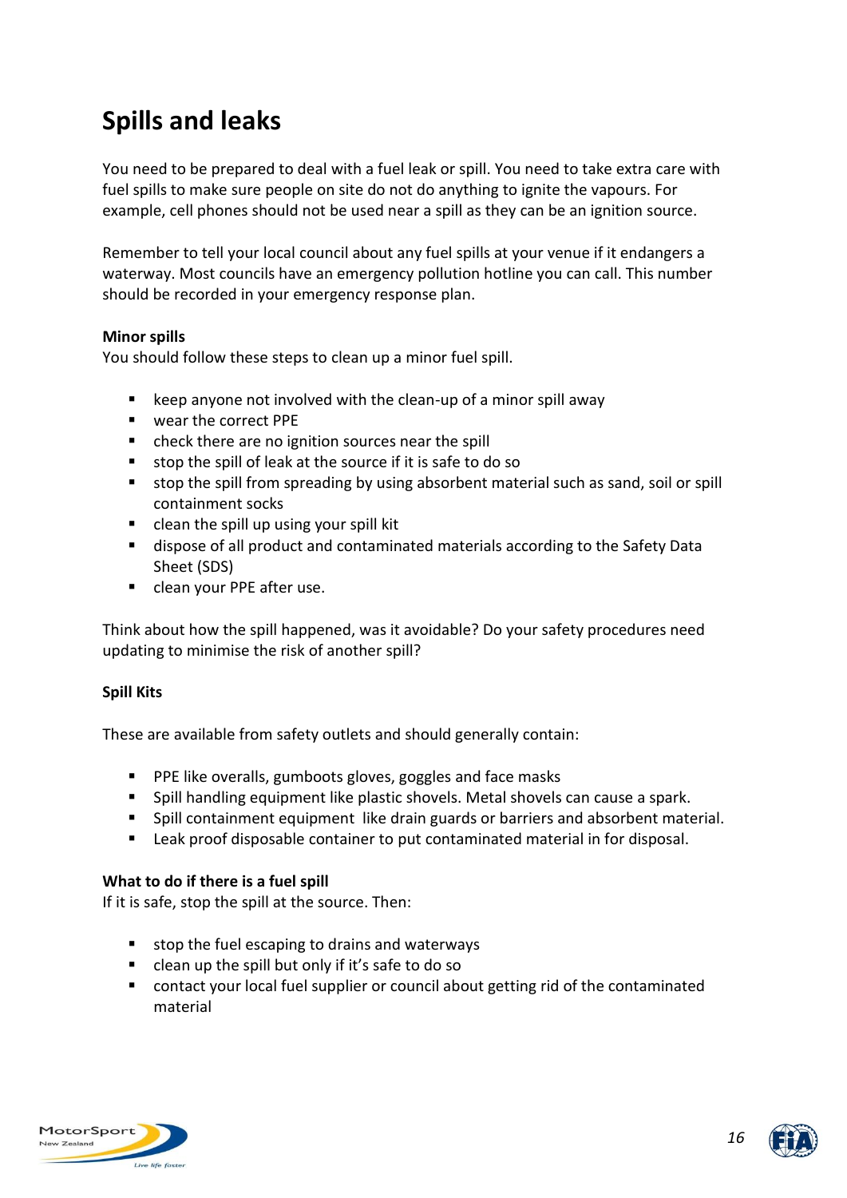# Spills and leaks

You need to be prepared to deal with a fuel leak or spill. You need to take extra care with fuel spills to make sure people on site do not do anything to ignite the vapours. For example, cell phones should not be used near a spill as they can be an ignition source.

Remember to tell your local council about any fuel spills at your venue if it endangers a waterway. Most councils have an emergency pollution hotline you can call. This number should be recorded in your emergency response plan.

**Minor spills**
You should follow these steps to clean up a minor fuel spill.

- keep anyone not involved with the clean-up of a minor spill away
- wear the correct PPE
- check there are no ignition sources near the spill
- stop the spill of leak at the source if it is safe to do so
- stop the spill from spreading by using absorbent material such as sand, soil or spill containment socks
- clean the spill up using your spill kit
- dispose of all product and contaminated materials according to the Safety Data Sheet (SDS)
- clean your PPE after use.

Think about how the spill happened, was it avoidable? Do your safety procedures need updating to minimise the risk of another spill?

**Spill Kits**

These are available from safety outlets and should generally contain:

- PPE like overalls, gumboots gloves, goggles and face masks
- Spill handling equipment like plastic shovels. Metal shovels can cause a spark.
- Spill containment equipment like drain guards or barriers and absorbent material.
- Leak proof disposable container to put contaminated material in for disposal.

**What to do if there is a fuel spill**
If it is safe, stop the spill at the source. Then:

- stop the fuel escaping to drains and waterways
- clean up the spill but only if it's safe to do so
- contact your local fuel supplier or council about getting rid of the contaminated material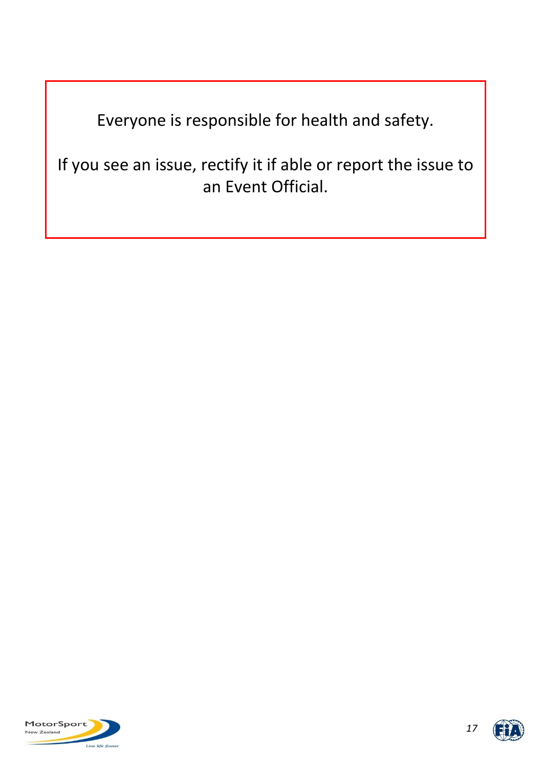Everyone is responsible for health and safety.

If you see an issue, rectify it if able or report the issue to an Event Official.